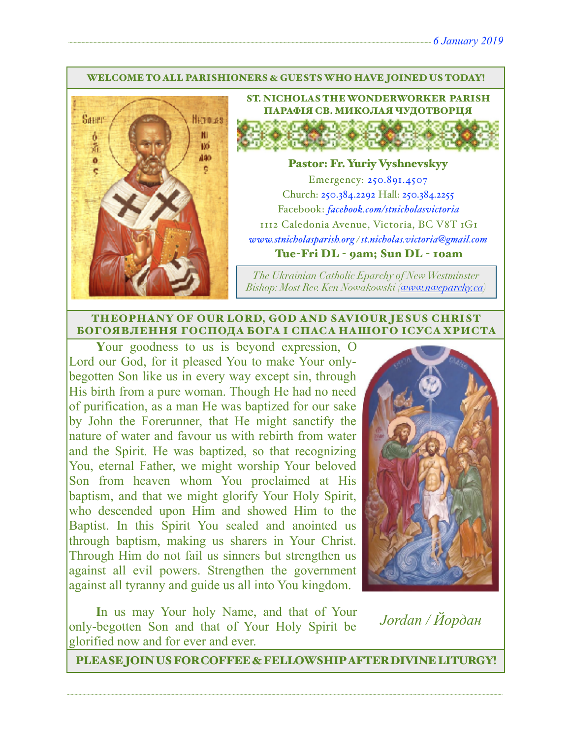*6 January 2019*

WELCOME TO ALL PARISHIONERS & GUESTS WHO HAVE JOINED US TODAY!

## ST. NICHOLAS THE WONDERWORKER PARISH
## ПАРАФІЯ СВ. МИКОЛАЯ ЧУДОТВОРЦЯ

**Pastor: Fr. Yuriy Vyshnevskyy**

Emergency: 250.891.4507

Church: 250.384.2292 Hall: 250.384.2255

Facebook: *facebook.com/stnicholasvictoria*

1112 Caledonia Avenue, Victoria, BC V8T 1G1

*www.stnicholasparish.org / st.nicholas.victoria@gmail.com*

**Tue-Fri DL - 9am; Sun DL - 10am**

*The Ukrainian Catholic Eparchy of New Westminster*
*Bishop: Most Rev. Ken Nowakowski (www.nweparchy.ca)*

## THEOPHANY OF OUR LORD, GOD AND SAVIOUR JESUS CHRIST
## БОГОЯВЛЕННЯ ГОСПОДА БОГА І СПАСА НАШОГО ІСУСА ХРИСТА

**Y**our goodness to us is beyond expression, O Lord our God, for it pleased You to make Your only-begotten Son like us in every way except sin, through His birth from a pure woman. Though He had no need of purification, as a man He was baptized for our sake by John the Forerunner, that He might sanctify the nature of water and favour us with rebirth from water and the Spirit. He was baptized, so that recognizing You, eternal Father, we might worship Your beloved Son from heaven whom You proclaimed at His baptism, and that we might glorify Your Holy Spirit, who descended upon Him and showed Him to the Baptist. In this Spirit You sealed and anointed us through baptism, making us sharers in Your Christ. Through Him do not fail us sinners but strengthen us against all evil powers. Strengthen the government against all tyranny and guide us all into You kingdom.

**I**n us may Your holy Name, and that of Your only-begotten Son and that of Your Holy Spirit be glorified now and for ever and ever.

*Jordan / Йордан*

PLEASE JOIN US FOR COFFEE & FELLOWSHIP AFTER DIVINE LITURGY!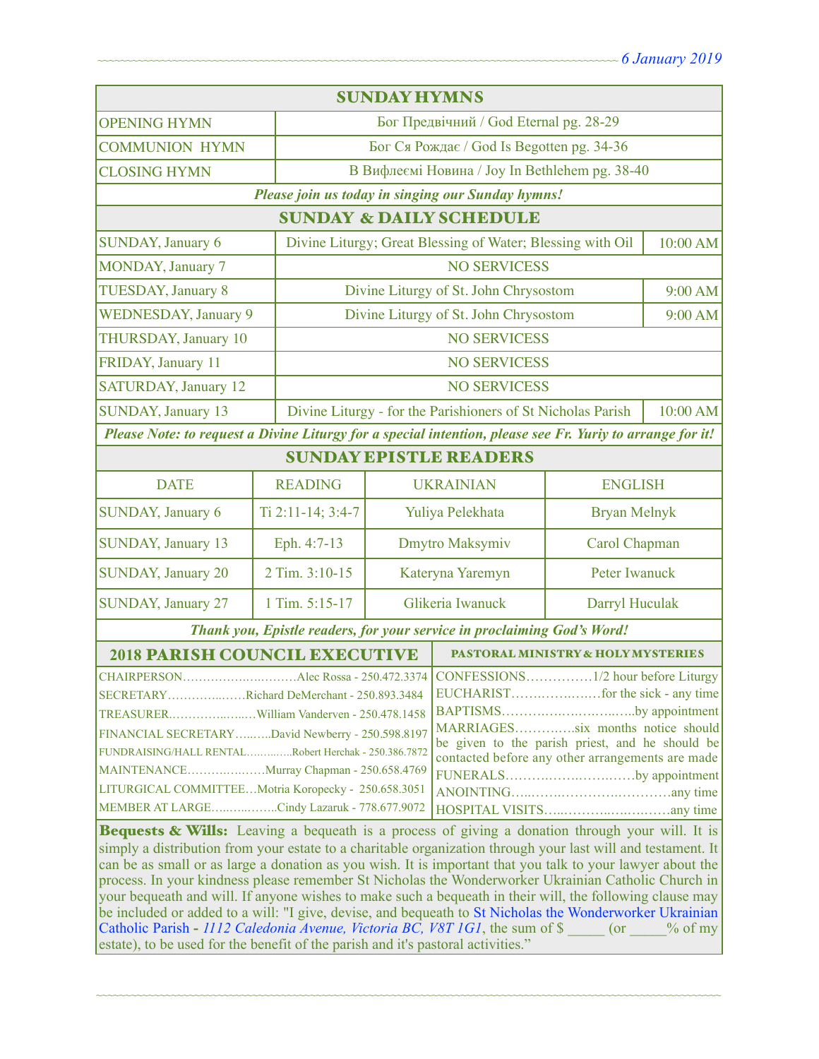## SUNDAY HYMNS

| | |
|---|---|
| OPENING HYMN | Бог Предвічний / God Eternal pg. 28-29 |
| COMMUNION HYMN | Бог Ся Рождає / God Is Begotten pg. 34-36 |
| CLOSING HYMN | В Вифлеємі Новина / Joy In Bethlehem pg. 38-40 |

*Please join us today in singing our Sunday hymns!*

## SUNDAY & DAILY SCHEDULE

| | | |
|---|---|---|
| SUNDAY, January 6 | Divine Liturgy; Great Blessing of Water; Blessing with Oil | 10:00 AM |
| MONDAY, January 7 | NO SERVICESS | |
| TUESDAY, January 8 | Divine Liturgy of St. John Chrysostom | 9:00 AM |
| WEDNESDAY, January 9 | Divine Liturgy of St. John Chrysostom | 9:00 AM |
| THURSDAY, January 10 | NO SERVICESS | |
| FRIDAY, January 11 | NO SERVICESS | |
| SATURDAY, January 12 | NO SERVICESS | |
| SUNDAY, January 13 | Divine Liturgy - for the Parishioners of St Nicholas Parish | 10:00 AM |

*Please Note: to request a Divine Liturgy for a special intention, please see Fr. Yuriy to arrange for it!*

## SUNDAY EPISTLE READERS

| DATE | READING | UKRAINIAN | ENGLISH |
|---|---|---|---|
| SUNDAY, January 6 | Ti 2:11-14; 3:4-7 | Yuliya Pelekhata | Bryan Melnyk |
| SUNDAY, January 13 | Eph. 4:7-13 | Dmytro Maksymiv | Carol Chapman |
| SUNDAY, January 20 | 2 Tim. 3:10-15 | Kateryna Yaremyn | Peter Iwanuck |
| SUNDAY, January 27 | 1 Tim. 5:15-17 | Glikeria Iwanuck | Darryl Huculak |

*Thank you, Epistle readers, for your service in proclaiming God's Word!*

## 2018 PARISH COUNCIL EXECUTIVE

CHAIRPERSON……………………Alec Rossa - 250.472.3374
SECRETARY……………Richard DeMerchant - 250.893.3484
TREASURER………………William Vanderven - 250.478.1458
FINANCIAL SECRETARY………David Newberry - 250.598.8197
FUNDRAISING/HALL RENTAL…………Robert Herchak - 250.386.7872
MAINTENANCE………………Murray Chapman - 250.658.4769
LITURGICAL COMMITTEE…Motria Koropecky - 250.658.3051
MEMBER AT LARGE……………Cindy Lazaruk - 778.677.9072

## PASTORAL MINISTRY & HOLY MYSTERIES

CONFESSIONS……………1/2 hour before Liturgy
EUCHARIST………………for the sick - any time
BAPTISMS……………………………by appointment
MARRIAGES…………six months notice should be given to the parish priest, and he should be contacted before any other arrangements are made
FUNERALS……………………………by appointment
ANOINTING……………………………any time
HOSPITAL VISITS……………………any time

**Bequests & Wills:** Leaving a bequeath is a process of giving a donation through your will. It is simply a distribution from your estate to a charitable organization through your last will and testament. It can be as small or as large a donation as you wish. It is important that you talk to your lawyer about the process. In your kindness please remember St Nicholas the Wonderworker Ukrainian Catholic Church in your bequeath and will. If anyone wishes to make such a bequeath in their will, the following clause may be included or added to a will: "I give, devise, and bequeath to St Nicholas the Wonderworker Ukrainian Catholic Parish - *1112 Caledonia Avenue, Victoria BC, V8T 1G1*, the sum of $ _____ (or _____% of my estate), to be used for the benefit of the parish and it's pastoral activities."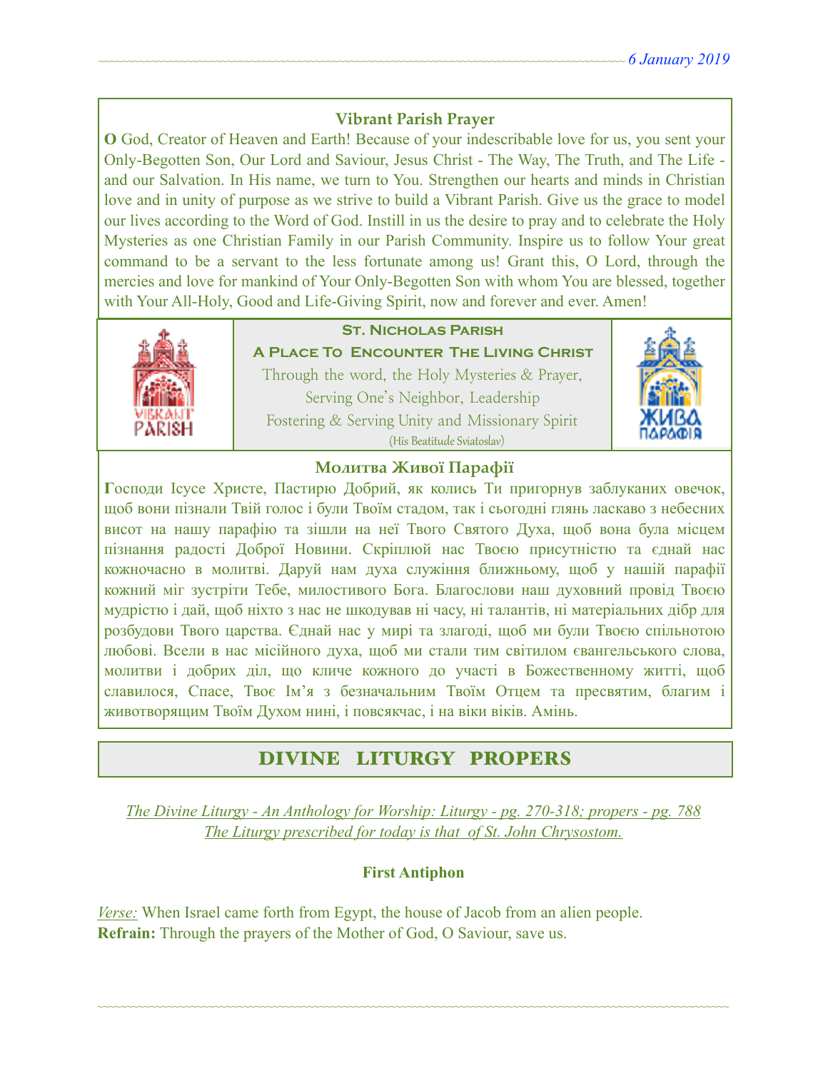## Vibrant Parish Prayer

**O** God, Creator of Heaven and Earth! Because of your indescribable love for us, you sent your Only-Begotten Son, Our Lord and Saviour, Jesus Christ - The Way, The Truth, and The Life - and our Salvation. In His name, we turn to You. Strengthen our hearts and minds in Christian love and in unity of purpose as we strive to build a Vibrant Parish. Give us the grace to model our lives according to the Word of God. Instill in us the desire to pray and to celebrate the Holy Mysteries as one Christian Family in our Parish Community. Inspire us to follow Your great command to be a servant to the less fortunate among us! Grant this, O Lord, through the mercies and love for mankind of Your Only-Begotten Son with whom You are blessed, together with Your All-Holy, Good and Life-Giving Spirit, now and forever and ever. Amen!

**St. Nicholas Parish**

**A Place To Encounter The Living Christ**

Through the word, the Holy Mysteries & Prayer,
Serving One's Neighbor, Leadership
Fostering & Serving Unity and Missionary Spirit
(His Beatitude Sviatoslav)

## Молитва Живої Парафії

**Г**осподи Ісусе Христе, Пастирю Добрий, як колись Ти пригорнув заблуканих овечок, щоб вони пізнали Твій голос і були Твоїм стадом, так і сьогодні глянь ласкаво з небесних висот на нашу парафію та зішли на неї Твого Святого Духа, щоб вона була місцем пізнання радості Доброї Новини. Скріплюй нас Твоєю присутністю та єднай нас кожночасно в молитві. Даруй нам духа служіння ближньому, щоб у нашій парафії кожний міг зустріти Тебе, милостивого Бога. Благослови наш духовний провід Твоєю мудрістю і дай, щоб ніхто з нас не шкодував ні часу, ні талантів, ні матеріальних дібр для розбудови Твого царства. Єднай нас у мирі та злагоді, щоб ми були Твоєю спільнотою любові. Всели в нас місійного духа, щоб ми стали тим світилом євангельського слова, молитви і добрих діл, що кличе кожного до участі в Божественному житті, щоб славилося, Спасе, Твоє Ім'я з безначальним Твоїм Отцем та пресвятим, благим і животворящим Твоїм Духом нині, і повсякчас, і на віки віків. Амінь.

## DIVINE LITURGY PROPERS

*The Divine Liturgy - An Anthology for Worship: Liturgy - pg. 270-318; propers - pg. 788*
*The Liturgy prescribed for today is that of St. John Chrysostom.*

**First Antiphon**

*Verse:* When Israel came forth from Egypt, the house of Jacob from an alien people.
**Refrain:** Through the prayers of the Mother of God, O Saviour, save us.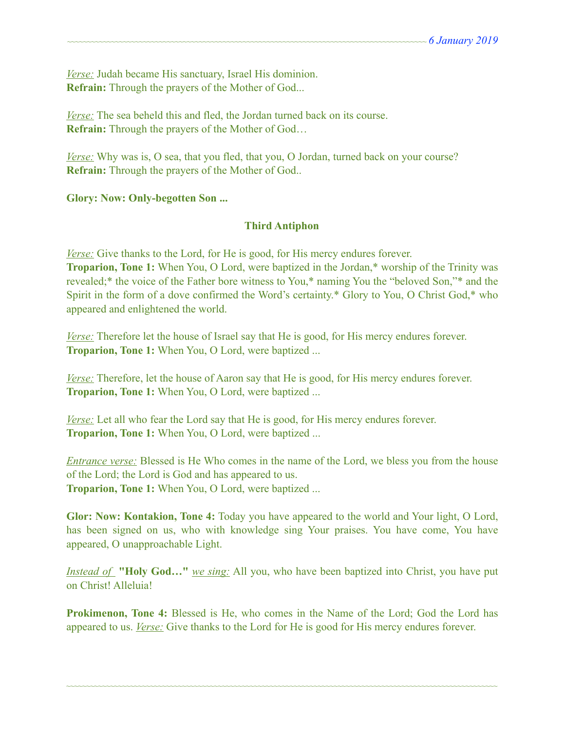*Verse:* Judah became His sanctuary, Israel His dominion.
**Refrain:** Through the prayers of the Mother of God...

*Verse:* The sea beheld this and fled, the Jordan turned back on its course.
**Refrain:** Through the prayers of the Mother of God…

*Verse:* Why was is, O sea, that you fled, that you, O Jordan, turned back on your course?
**Refrain:** Through the prayers of the Mother of God..

**Glory: Now: Only-begotten Son ...**

### Third Antiphon

*Verse:* Give thanks to the Lord, for He is good, for His mercy endures forever.
**Troparion, Tone 1:** When You, O Lord, were baptized in the Jordan,* worship of the Trinity was revealed;* the voice of the Father bore witness to You,* naming You the "beloved Son,"* and the Spirit in the form of a dove confirmed the Word's certainty.* Glory to You, O Christ God,* who appeared and enlightened the world.

*Verse:* Therefore let the house of Israel say that He is good, for His mercy endures forever.
**Troparion, Tone 1:** When You, O Lord, were baptized ...

*Verse:* Therefore, let the house of Aaron say that He is good, for His mercy endures forever.
**Troparion, Tone 1:** When You, O Lord, were baptized ...

*Verse:* Let all who fear the Lord say that He is good, for His mercy endures forever.
**Troparion, Tone 1:** When You, O Lord, were baptized ...

*Entrance verse:* Blessed is He Who comes in the name of the Lord, we bless you from the house of the Lord; the Lord is God and has appeared to us.
**Troparion, Tone 1:** When You, O Lord, were baptized ...

**Glor: Now: Kontakion, Tone 4:** Today you have appeared to the world and Your light, O Lord, has been signed on us, who with knowledge sing Your praises. You have come, You have appeared, O unapproachable Light.

*Instead of* **"Holy God…"** *we sing:* All you, who have been baptized into Christ, you have put on Christ! Alleluia!

**Prokimenon, Tone 4:** Blessed is He, who comes in the Name of the Lord; God the Lord has appeared to us. *Verse:* Give thanks to the Lord for He is good for His mercy endures forever.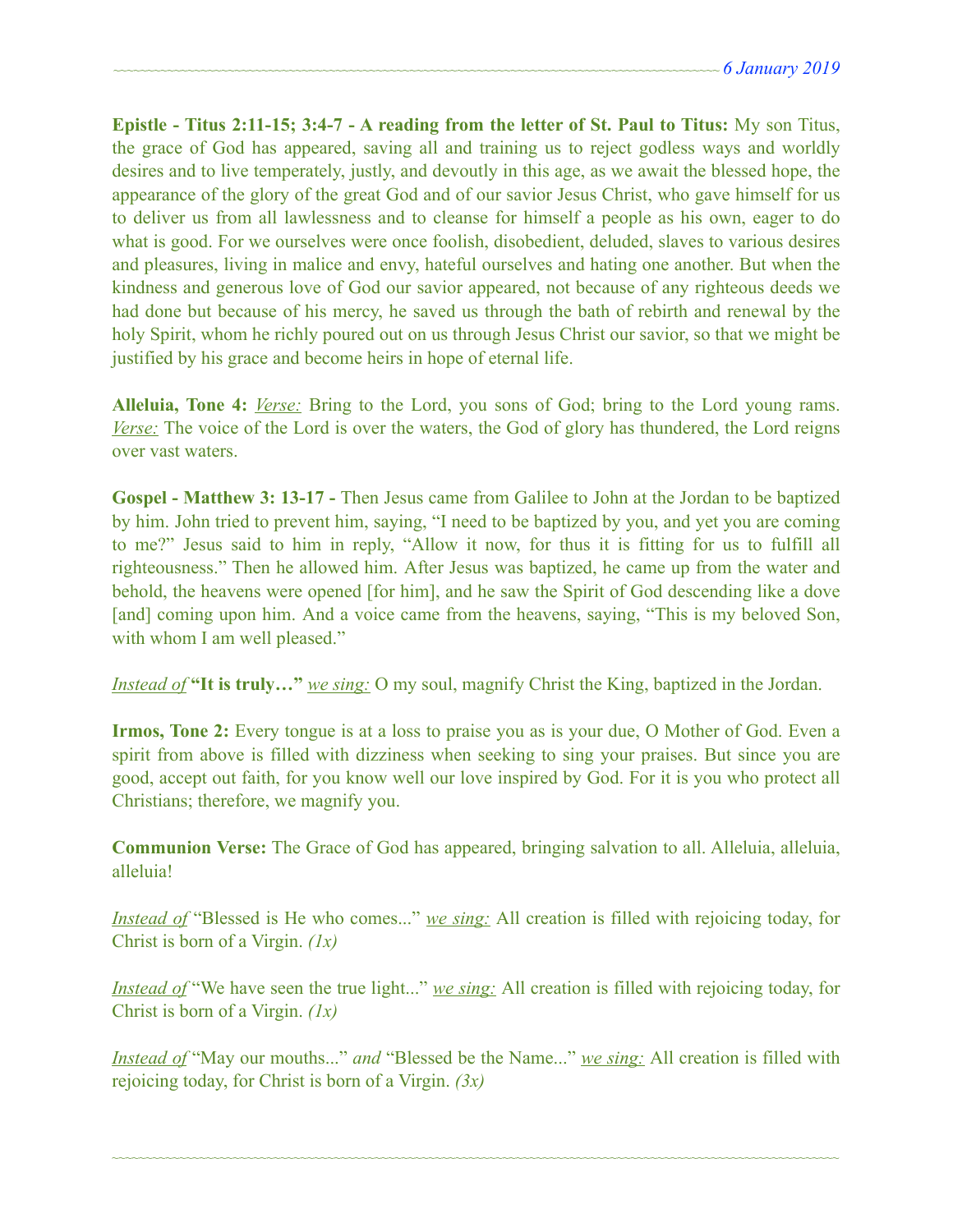**Epistle - Titus 2:11-15; 3:4-7 - A reading from the letter of St. Paul to Titus:** My son Titus, the grace of God has appeared, saving all and training us to reject godless ways and worldly desires and to live temperately, justly, and devoutly in this age, as we await the blessed hope, the appearance of the glory of the great God and of our savior Jesus Christ, who gave himself for us to deliver us from all lawlessness and to cleanse for himself a people as his own, eager to do what is good. For we ourselves were once foolish, disobedient, deluded, slaves to various desires and pleasures, living in malice and envy, hateful ourselves and hating one another. But when the kindness and generous love of God our savior appeared, not because of any righteous deeds we had done but because of his mercy, he saved us through the bath of rebirth and renewal by the holy Spirit, whom he richly poured out on us through Jesus Christ our savior, so that we might be justified by his grace and become heirs in hope of eternal life.

**Alleluia, Tone 4:** *Verse:* Bring to the Lord, you sons of God; bring to the Lord young rams. *Verse:* The voice of the Lord is over the waters, the God of glory has thundered, the Lord reigns over vast waters.

**Gospel - Matthew 3: 13-17 -** Then Jesus came from Galilee to John at the Jordan to be baptized by him. John tried to prevent him, saying, "I need to be baptized by you, and yet you are coming to me?" Jesus said to him in reply, "Allow it now, for thus it is fitting for us to fulfill all righteousness." Then he allowed him. After Jesus was baptized, he came up from the water and behold, the heavens were opened [for him], and he saw the Spirit of God descending like a dove [and] coming upon him. And a voice came from the heavens, saying, "This is my beloved Son, with whom I am well pleased."

*Instead of* **"It is truly…"** *we sing:* O my soul, magnify Christ the King, baptized in the Jordan.

**Irmos, Tone 2:** Every tongue is at a loss to praise you as is your due, O Mother of God. Even a spirit from above is filled with dizziness when seeking to sing your praises. But since you are good, accept out faith, for you know well our love inspired by God. For it is you who protect all Christians; therefore, we magnify you.

**Communion Verse:** The Grace of God has appeared, bringing salvation to all. Alleluia, alleluia, alleluia!

*Instead of* "Blessed is He who comes..." *we sing:* All creation is filled with rejoicing today, for Christ is born of a Virgin. *(1x)*

*Instead of* "We have seen the true light..." *we sing:* All creation is filled with rejoicing today, for Christ is born of a Virgin. *(1x)*

*Instead of* "May our mouths..." *and* "Blessed be the Name..." *we sing:* All creation is filled with rejoicing today, for Christ is born of a Virgin. *(3x)*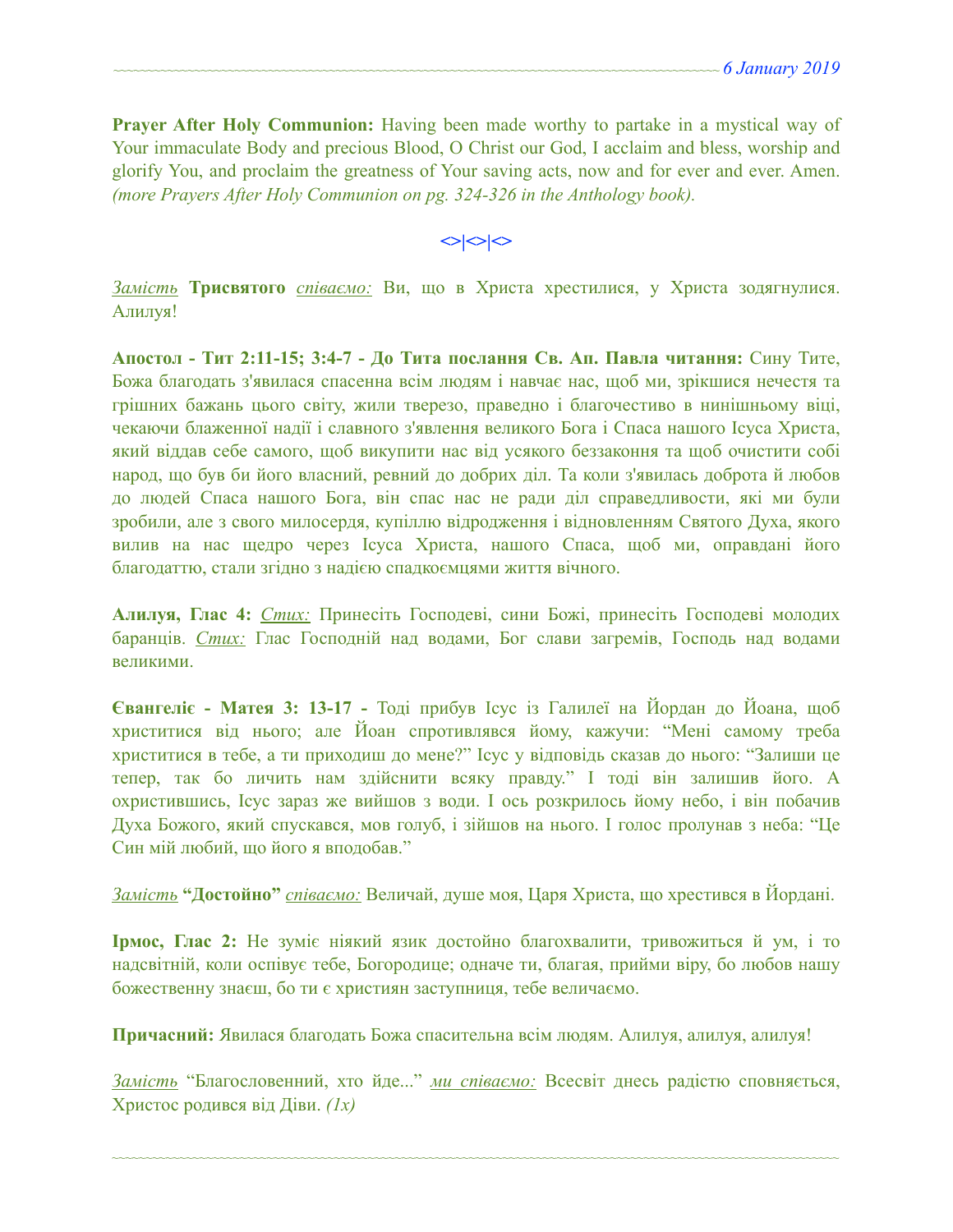**Prayer After Holy Communion:** Having been made worthy to partake in a mystical way of Your immaculate Body and precious Blood, O Christ our God, I acclaim and bless, worship and glorify You, and proclaim the greatness of Your saving acts, now and for ever and ever. Amen. *(more Prayers After Holy Communion on pg. 324-326 in the Anthology book).*

<>|<>|<>

*Замість* **Трисвятого** *співаємо:* Ви, що в Христа хрестилися, у Христа зодягнулися. Алилуя!

**Апостол - Тит 2:11-15; 3:4-7 - До Тита послання Св. Ап. Павла читання:** Сину Тите, Божа благодать з'явилася спасенна всім людям і навчає нас, щоб ми, зрікшися нечестя та грішних бажань цього світу, жили тверезо, праведно і благочестиво в нинішньому віці, чекаючи блаженної надії і славного з'явлення великого Бога і Спаса нашого Ісуса Христа, який віддав себе самого, щоб викупити нас від усякого беззаконня та щоб очистити собі народ, що був би його власний, ревний до добрих діл. Та коли з'явилась доброта й любов до людей Спаса нашого Бога, він спас нас не ради діл справедливости, які ми були зробили, але з свого милосердя, купіллю відродження і відновленням Святого Духа, якого вилив на нас щедро через Ісуса Христа, нашого Спаса, щоб ми, оправдані його благодаттю, стали згідно з надією спадкоємцями життя вічного.

**Алилуя, Глас 4:** *Стих:* Принесіть Господеві, сини Божі, принесіть Господеві молодих баранців. *Стих:* Глас Господній над водами, Бог слави загремів, Господь над водами великими.

**Євангеліє - Матея 3: 13-17 -** Тоді прибув Ісус із Галилеї на Йордан до Йоана, щоб христитися від нього; але Йоан спротивлявся йому, кажучи: "Мені самому треба христитися в тебе, а ти приходиш до мене?" Ісус у відповідь сказав до нього: "Залиши це тепер, так бо личить нам здійснити всяку правду." І тоді він залишив його. А охристившись, Ісус зараз же вийшов з води. І ось розкрилось йому небо, і він побачив Духа Божого, який спускався, мов голуб, і зійшов на нього. І голос пролунав з неба: "Це Син мій любий, що його я вподобав."

*Замість* **"Достойно"** *співаємо:* Величай, душе моя, Царя Христа, що хрестився в Йордані.

**Ірмос, Глас 2:** Не зуміє ніякий язик достойно благохвалити, тривожиться й ум, і то надсвітній, коли оспівує тебе, Богородице; одначе ти, благая, прийми віру, бо любов нашу божественну знаєш, бо ти є християн заступниця, тебе величаємо.

**Причасний:** Явилася благодать Божа спасительна всім людям. Алилуя, алилуя, алилуя!

*Замість* "Благословенний, хто йде..." *ми співаємо:* Всесвіт днесь радістю сповняється, Христос родився від Діви. *(1x)*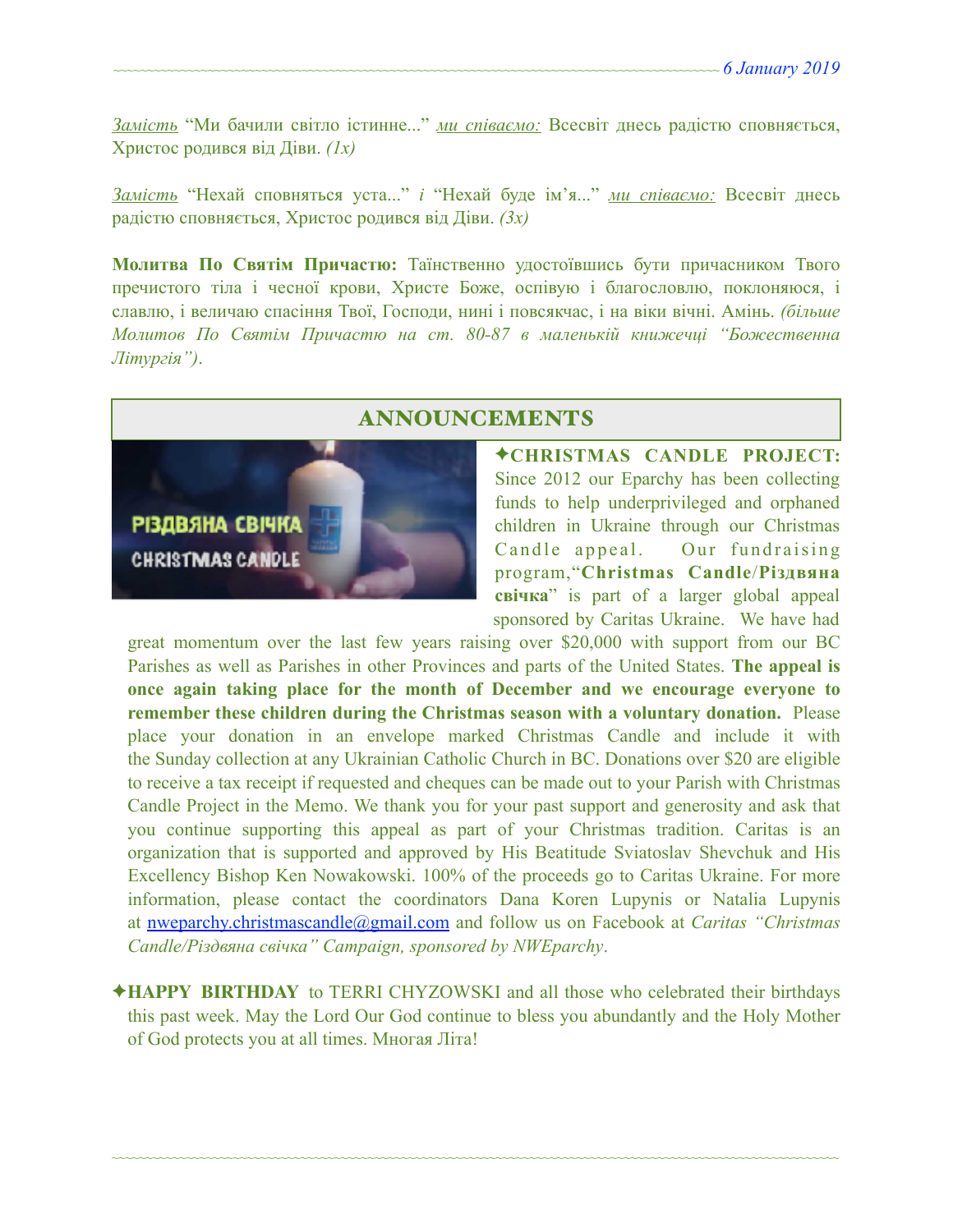*Замість* "Ми бачили світло істинне..." *ми співаємо:* Всесвіт днесь радістю сповняється, Христос родився від Діви. *(1x)*

*Замість* "Нехай сповняться уста..." *і* "Нехай буде ім'я..." *ми співаємо:* Всесвіт днесь радістю сповняється, Христос родився від Діви. *(3x)*

**Молитва По Святім Причастю:** Таїнственно удостоївшись бути причасником Твого пречистого тіла і чесної крови, Христе Боже, оспівую і благословлю, поклоняюся, і славлю, і величаю спасіння Твої, Господи, нині і повсякчас, і на віки вічні. Амінь. *(більше Молитов По Святім Причастю на ст. 80-87 в маленькій книжечці "Божественна Літургія")*.

## ANNOUNCEMENTS

✦**CHRISTMAS CANDLE PROJECT:** Since 2012 our Eparchy has been collecting funds to help underprivileged and orphaned children in Ukraine through our Christmas Candle appeal. Our fundraising program,"**Christmas Candle/Різдвяна свічка**" is part of a larger global appeal sponsored by Caritas Ukraine. We have had great momentum over the last few years raising over $20,000 with support from our BC Parishes as well as Parishes in other Provinces and parts of the United States. **The appeal is once again taking place for the month of December and we encourage everyone to remember these children during the Christmas season with a voluntary donation.** Please place your donation in an envelope marked Christmas Candle and include it with the Sunday collection at any Ukrainian Catholic Church in BC. Donations over $20 are eligible to receive a tax receipt if requested and cheques can be made out to your Parish with Christmas Candle Project in the Memo. We thank you for your past support and generosity and ask that you continue supporting this appeal as part of your Christmas tradition. Caritas is an organization that is supported and approved by His Beatitude Sviatoslav Shevchuk and His Excellency Bishop Ken Nowakowski. 100% of the proceeds go to Caritas Ukraine. For more information, please contact the coordinators Dana Koren Lupynis or Natalia Lupynis at nweparchy.christmascandle@gmail.com and follow us on Facebook at *Caritas "Christmas Candle/Різдвяна свічка" Campaign, sponsored by NWEparchy*.

✦**HAPPY BIRTHDAY** to TERRI CHYZOWSKI and all those who celebrated their birthdays this past week. May the Lord Our God continue to bless you abundantly and the Holy Mother of God protects you at all times. Многая Літа!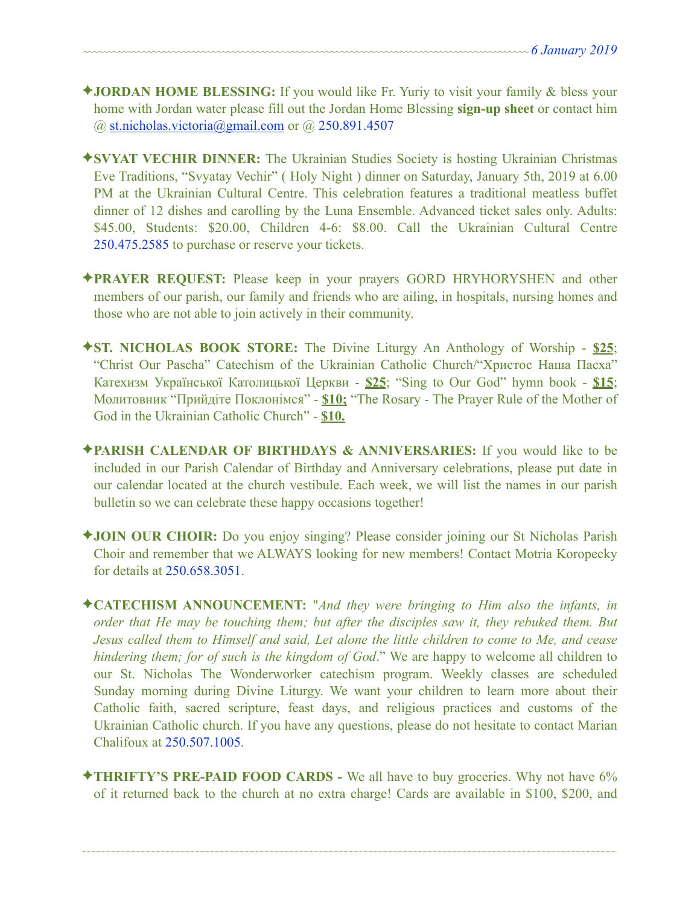✦**JORDAN HOME BLESSING:** If you would like Fr. Yuriy to visit your family & bless your home with Jordan water please fill out the Jordan Home Blessing **sign-up sheet** or contact him @ st.nicholas.victoria@gmail.com or @ 250.891.4507

✦**SVYAT VECHIR DINNER:** The Ukrainian Studies Society is hosting Ukrainian Christmas Eve Traditions, "Svyatay Vechir" ( Holy Night ) dinner on Saturday, January 5th, 2019 at 6.00 PM at the Ukrainian Cultural Centre. This celebration features a traditional meatless buffet dinner of 12 dishes and carolling by the Luna Ensemble. Advanced ticket sales only. Adults: $45.00, Students: $20.00, Children 4-6: $8.00. Call the Ukrainian Cultural Centre 250.475.2585 to purchase or reserve your tickets.

✦**PRAYER REQUEST:** Please keep in your prayers GORD HRYHORYSHEN and other members of our parish, our family and friends who are ailing, in hospitals, nursing homes and those who are not able to join actively in their community.

✦**ST. NICHOLAS BOOK STORE:** The Divine Liturgy An Anthology of Worship - **$25**; "Christ Our Pascha" Catechism of the Ukrainian Catholic Church/"Христос Наша Пасха" Катехизм Української Католицької Церкви - **$25**; "Sing to Our God" hymn book - **$15**; Молитовник "Прийдіте Поклонімся" - **$10;** "The Rosary - The Prayer Rule of the Mother of God in the Ukrainian Catholic Church" - **$10.**

✦**PARISH CALENDAR OF BIRTHDAYS & ANNIVERSARIES:** If you would like to be included in our Parish Calendar of Birthday and Anniversary celebrations, please put date in our calendar located at the church vestibule. Each week, we will list the names in our parish bulletin so we can celebrate these happy occasions together!

✦**JOIN OUR CHOIR:** Do you enjoy singing? Please consider joining our St Nicholas Parish Choir and remember that we ALWAYS looking for new members! Contact Motria Koropecky for details at 250.658.3051.

✦**CATECHISM ANNOUNCEMENT:** "*And they were bringing to Him also the infants, in order that He may be touching them; but after the disciples saw it, they rebuked them. But Jesus called them to Himself and said, Let alone the little children to come to Me, and cease hindering them; for of such is the kingdom of God*." We are happy to welcome all children to our St. Nicholas The Wonderworker catechism program. Weekly classes are scheduled Sunday morning during Divine Liturgy. We want your children to learn more about their Catholic faith, sacred scripture, feast days, and religious practices and customs of the Ukrainian Catholic church. If you have any questions, please do not hesitate to contact Marian Chalifoux at 250.507.1005.

✦**THRIFTY'S PRE-PAID FOOD CARDS -** We all have to buy groceries. Why not have 6% of it returned back to the church at no extra charge! Cards are available in $100, $200, and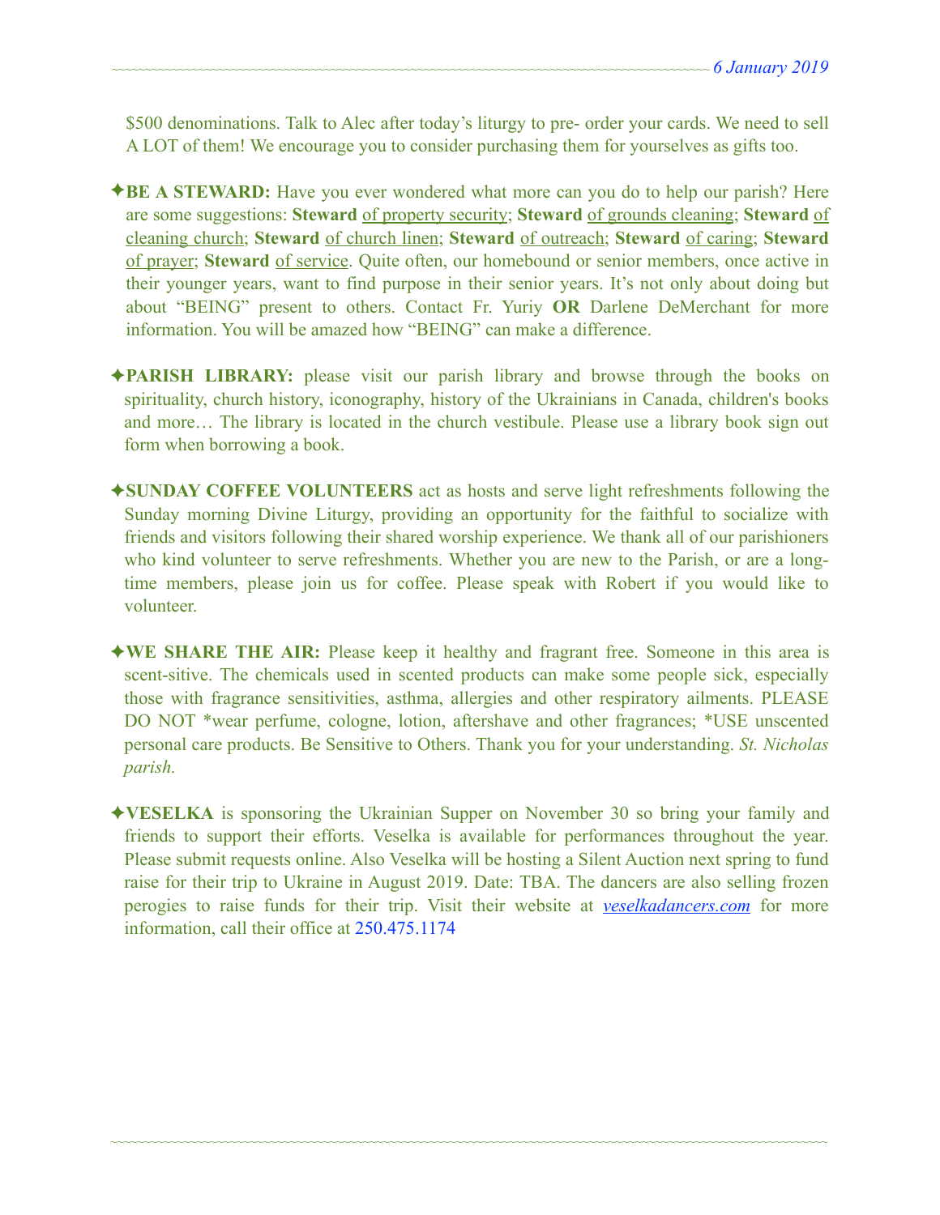$500 denominations. Talk to Alec after today's liturgy to pre- order your cards. We need to sell A LOT of them! We encourage you to consider purchasing them for yourselves as gifts too.

✦**BE A STEWARD:** Have you ever wondered what more can you do to help our parish? Here are some suggestions: **Steward** of property security; **Steward** of grounds cleaning; **Steward** of cleaning church; **Steward** of church linen; **Steward** of outreach; **Steward** of caring; **Steward** of prayer; **Steward** of service. Quite often, our homebound or senior members, once active in their younger years, want to find purpose in their senior years. It's not only about doing but about "BEING" present to others. Contact Fr. Yuriy **OR** Darlene DeMerchant for more information. You will be amazed how "BEING" can make a difference.

✦**PARISH LIBRARY:** please visit our parish library and browse through the books on spirituality, church history, iconography, history of the Ukrainians in Canada, children's books and more… The library is located in the church vestibule. Please use a library book sign out form when borrowing a book.

✦**SUNDAY COFFEE VOLUNTEERS** act as hosts and serve light refreshments following the Sunday morning Divine Liturgy, providing an opportunity for the faithful to socialize with friends and visitors following their shared worship experience. We thank all of our parishioners who kind volunteer to serve refreshments. Whether you are new to the Parish, or are a long-time members, please join us for coffee. Please speak with Robert if you would like to volunteer.

✦**WE SHARE THE AIR:** Please keep it healthy and fragrant free. Someone in this area is scent-sitive. The chemicals used in scented products can make some people sick, especially those with fragrance sensitivities, asthma, allergies and other respiratory ailments. PLEASE DO NOT *wear perfume, cologne, lotion, aftershave and other fragrances; *USE unscented personal care products. Be Sensitive to Others. Thank you for your understanding. *St. Nicholas parish.*

✦**VESELKA** is sponsoring the Ukrainian Supper on November 30 so bring your family and friends to support their efforts. Veselka is available for performances throughout the year. Please submit requests online. Also Veselka will be hosting a Silent Auction next spring to fund raise for their trip to Ukraine in August 2019. Date: TBA. The dancers are also selling frozen perogies to raise funds for their trip. Visit their website at *veselkadancers.com* for more information, call their office at 250.475.1174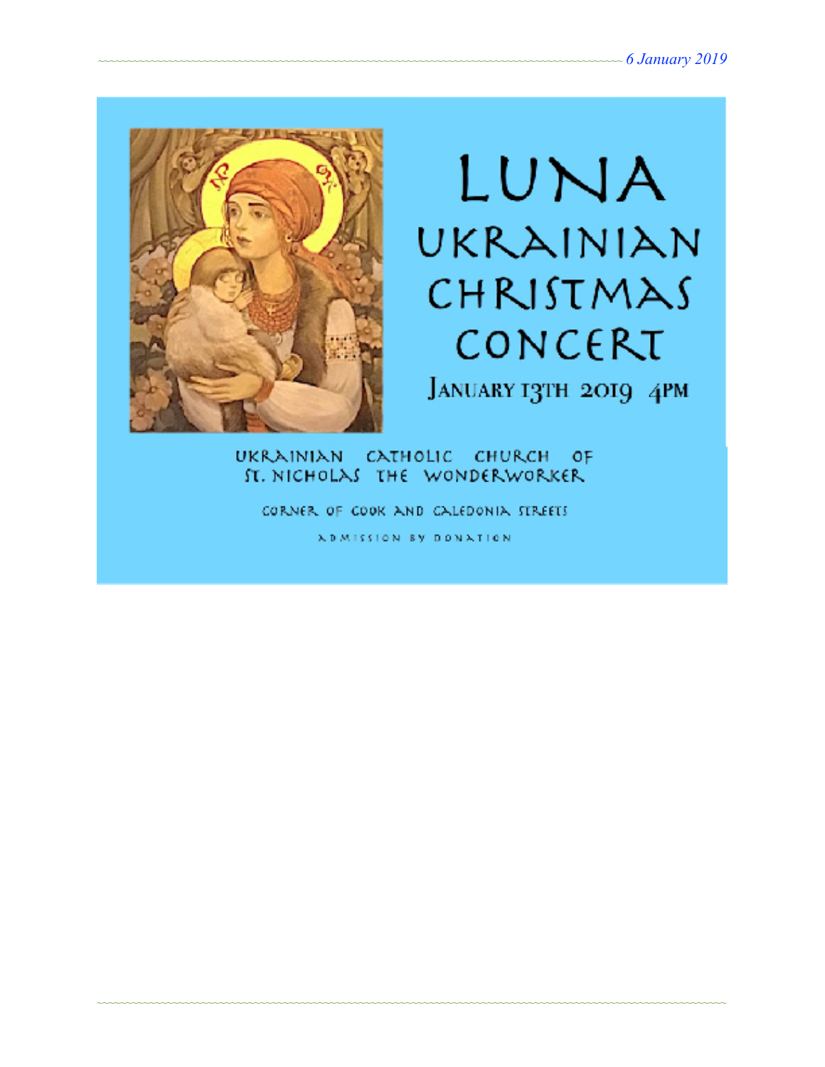# LUNA UKRAINIAN CHRISTMAS CONCERT

JANUARY 13TH 2019 4PM

UKRAINIAN CATHOLIC CHURCH OF ST. NICHOLAS THE WONDERWORKER

CORNER OF COOK AND CALEDONIA STREETS

ADMISSION BY DONATION